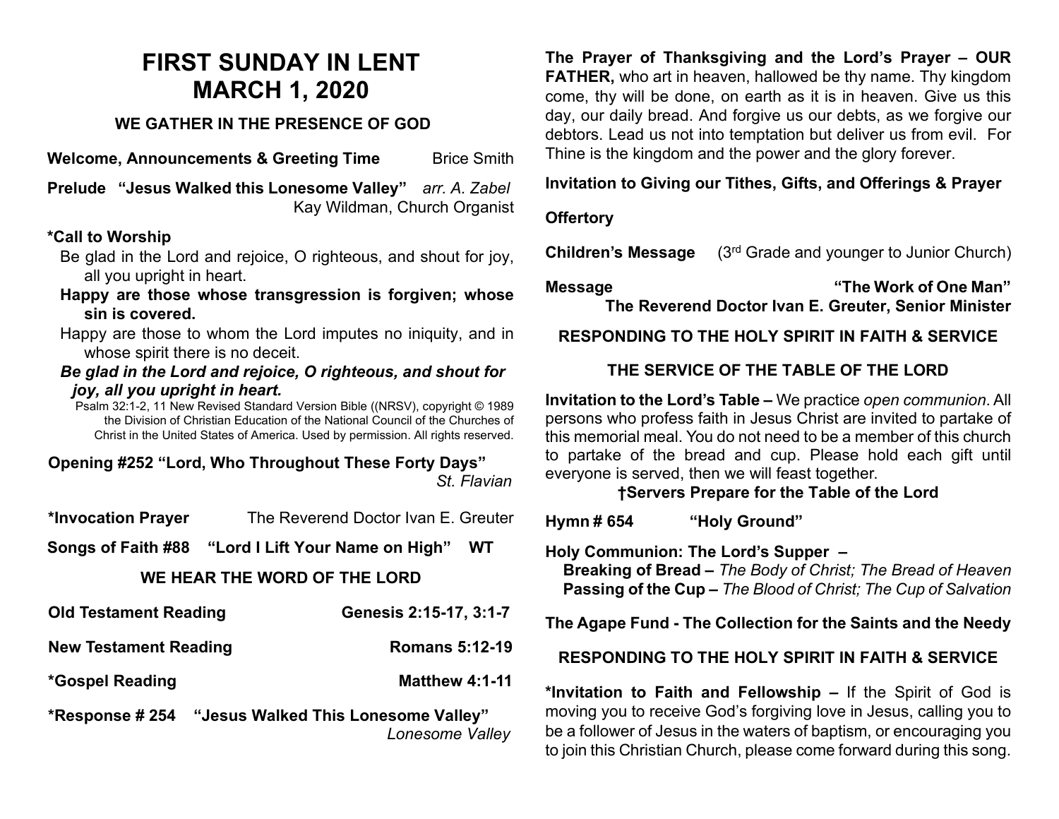# FIRST SUNDAY IN LENT
# MARCH 1, 2020

## WE GATHER IN THE PRESENCE OF GOD

**Welcome, Announcements & Greeting Time** Brice Smith

**Prelude "Jesus Walked this Lonesome Valley"** *arr. A. Zabel*
Kay Wildman, Church Organist

**\*Call to Worship**

Be glad in the Lord and rejoice, O righteous, and shout for joy, all you upright in heart.

**Happy are those whose transgression is forgiven; whose sin is covered.**

Happy are those to whom the Lord imputes no iniquity, and in whose spirit there is no deceit.

***Be glad in the Lord and rejoice, O righteous, and shout for joy, all you upright in heart.***

Psalm 32:1-2, 11 New Revised Standard Version Bible ((NRSV), copyright © 1989 the Division of Christian Education of the National Council of the Churches of Christ in the United States of America. Used by permission. All rights reserved.

**Opening #252 "Lord, Who Throughout These Forty Days"** *St. Flavian*

**\*Invocation Prayer** The Reverend Doctor Ivan E. Greuter

**Songs of Faith #88 "Lord I Lift Your Name on High" WT**

## WE HEAR THE WORD OF THE LORD

**Old Testament Reading** **Genesis 2:15-17, 3:1-7**

**New Testament Reading** **Romans 5:12-19**

**\*Gospel Reading** **Matthew 4:1-11**

**\*Response # 254 "Jesus Walked This Lonesome Valley"** *Lonesome Valley*

**The Prayer of Thanksgiving and the Lord's Prayer – OUR FATHER,** who art in heaven, hallowed be thy name. Thy kingdom come, thy will be done, on earth as it is in heaven. Give us this day, our daily bread. And forgive us our debts, as we forgive our debtors. Lead us not into temptation but deliver us from evil. For Thine is the kingdom and the power and the glory forever.

**Invitation to Giving our Tithes, Gifts, and Offerings & Prayer**

**Offertory**

**Children's Message** (3rd Grade and younger to Junior Church)

**Message** **"The Work of One Man"**
**The Reverend Doctor Ivan E. Greuter, Senior Minister**

## RESPONDING TO THE HOLY SPIRIT IN FAITH & SERVICE

## THE SERVICE OF THE TABLE OF THE LORD

**Invitation to the Lord's Table –** We practice *open communion*. All persons who profess faith in Jesus Christ are invited to partake of this memorial meal. You do not need to be a member of this church to partake of the bread and cup. Please hold each gift until everyone is served, then we will feast together.

**†Servers Prepare for the Table of the Lord**

**Hymn # 654 "Holy Ground"**

**Holy Communion: The Lord's Supper –**

**Breaking of Bread –** *The Body of Christ; The Bread of Heaven*

**Passing of the Cup –** *The Blood of Christ; The Cup of Salvation*

**The Agape Fund - The Collection for the Saints and the Needy**

## RESPONDING TO THE HOLY SPIRIT IN FAITH & SERVICE

**\*Invitation to Faith and Fellowship –** If the Spirit of God is moving you to receive God's forgiving love in Jesus, calling you to be a follower of Jesus in the waters of baptism, or encouraging you to join this Christian Church, please come forward during this song.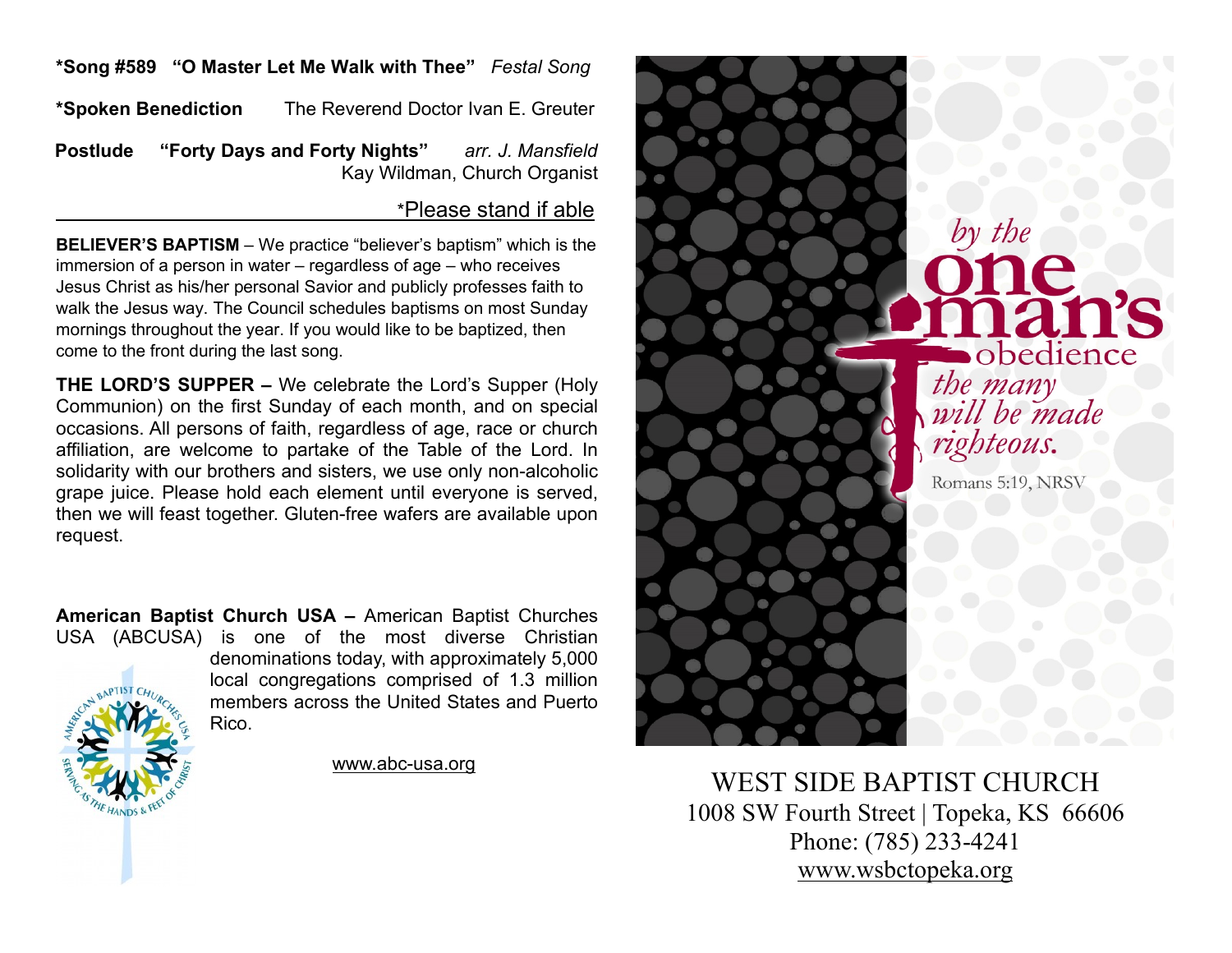**\*Song #589 "O Master Let Me Walk with Thee"** *Festal Song*

**\*Spoken Benediction** The Reverend Doctor Ivan E. Greuter

**Postlude "Forty Days and Forty Nights"** *arr. J. Mansfield*
Kay Wildman, Church Organist

\*Please stand if able

**BELIEVER'S BAPTISM** – We practice "believer's baptism" which is the immersion of a person in water – regardless of age – who receives Jesus Christ as his/her personal Savior and publicly professes faith to walk the Jesus way. The Council schedules baptisms on most Sunday mornings throughout the year. If you would like to be baptized, then come to the front during the last song.

**THE LORD'S SUPPER –** We celebrate the Lord's Supper (Holy Communion) on the first Sunday of each month, and on special occasions. All persons of faith, regardless of age, race or church affiliation, are welcome to partake of the Table of the Lord. In solidarity with our brothers and sisters, we use only non-alcoholic grape juice. Please hold each element until everyone is served, then we will feast together. Gluten-free wafers are available upon request.

**American Baptist Church USA –** American Baptist Churches USA (ABCUSA) is one of the most diverse Christian denominations today, with approximately 5,000 local congregations comprised of 1.3 million members across the United States and Puerto Rico.

AMERICAN BAPTIST CHURCHES USA
SERVING AS THE HANDS & FEET OF CHRIST

www.abc-usa.org

*by the* one man's obedience *the many will be made righteous.*

Romans 5:19, NRSV

WEST SIDE BAPTIST CHURCH
1008 SW Fourth Street | Topeka, KS 66606
Phone: (785) 233-4241
www.wsbctopeka.org